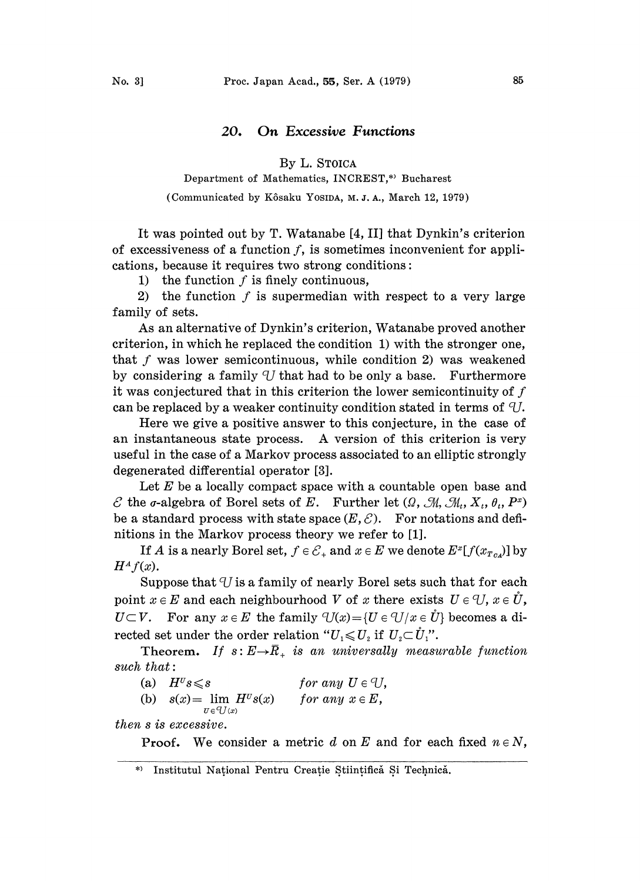## 20. On Excessive Functions

By L. STOICA

Department of Mathematics, INCREST,[*] Bucharest

(Communicated by Kôsaku YOSIDA, M. J. A., March 12, 1979)

It was pointed out by T. Watanabe [4, II] that Dynkin's criterion of excessiveness of a function $f$, is sometimes inconvenient for applications, because it requires two strong conditions:

1) the function $f$ is finely continuous,

2) the function $f$ is supermedian with respect to a very large family of sets.

As an alternative of Dynkin's criterion, Watanabe proved another criterion, in which he replaced the condition 1) with the stronger one, that $f$ was lower semicontinuous, while condition 2) was weakened by considering a family $\mathcal{U}$ that had to be only a base. Furthermore it was conjectured that in this criterion the lower semicontinuity of $f$ can be replaced by a weaker continuity condition stated in terms of $\mathcal{U}$.

Here we give a positive answer to this conjecture, in the case of an instantaneous state process. A version of this criterion is very useful in the case of a Markov process associated to an elliptic strongly degenerated differential operator [3].

Let $E$ be a locally compact space with a countable open base and $\mathcal{E}$ the $\sigma$-algebra of Borel sets of $E$. Further let $(\Omega, \mathcal{M}, \mathcal{M}_t, X_t, \theta_t, P^x)$ be a standard process with state space $(E, \mathcal{E})$. For notations and definitions in the Markov process theory we refer to [1].

If $A$ is a nearly Borel set, $f \in \mathcal{E}_+$ and $x \in E$ we denote $E^x[f(x_{T_{CA}})]$ by $H^A f(x)$.

Suppose that $\mathcal{U}$ is a family of nearly Borel sets such that for each point $x \in E$ and each neighbourhood $V$ of $x$ there exists $U \in \mathcal{U}$, $x \in \mathring{U}$, $U \subset V$. For any $x \in E$ the family $\mathcal{U}(x) = \{U \in \mathcal{U} / x \in \mathring{U}\}$ becomes a directed set under the order relation "$U_1 \leqslant U_2$ if $U_2 \subset \mathring{U}_1$".

**Theorem.** *If $s: E \to \bar{R}_+$ is an universally measurable function such that:*

(a) $H^U s \leqslant s$ *for any* $U \in \mathcal{U}$,

(b) $s(x) = \lim_{U \in \mathcal{U}(x)} H^U s(x)$ *for any* $x \in E$,

*then $s$ is excessive.*

**Proof.** We consider a metric $d$ on $E$ and for each fixed $n \in N$,

---

[*] Institutul Național Pentru Creație Științifică Și Technică.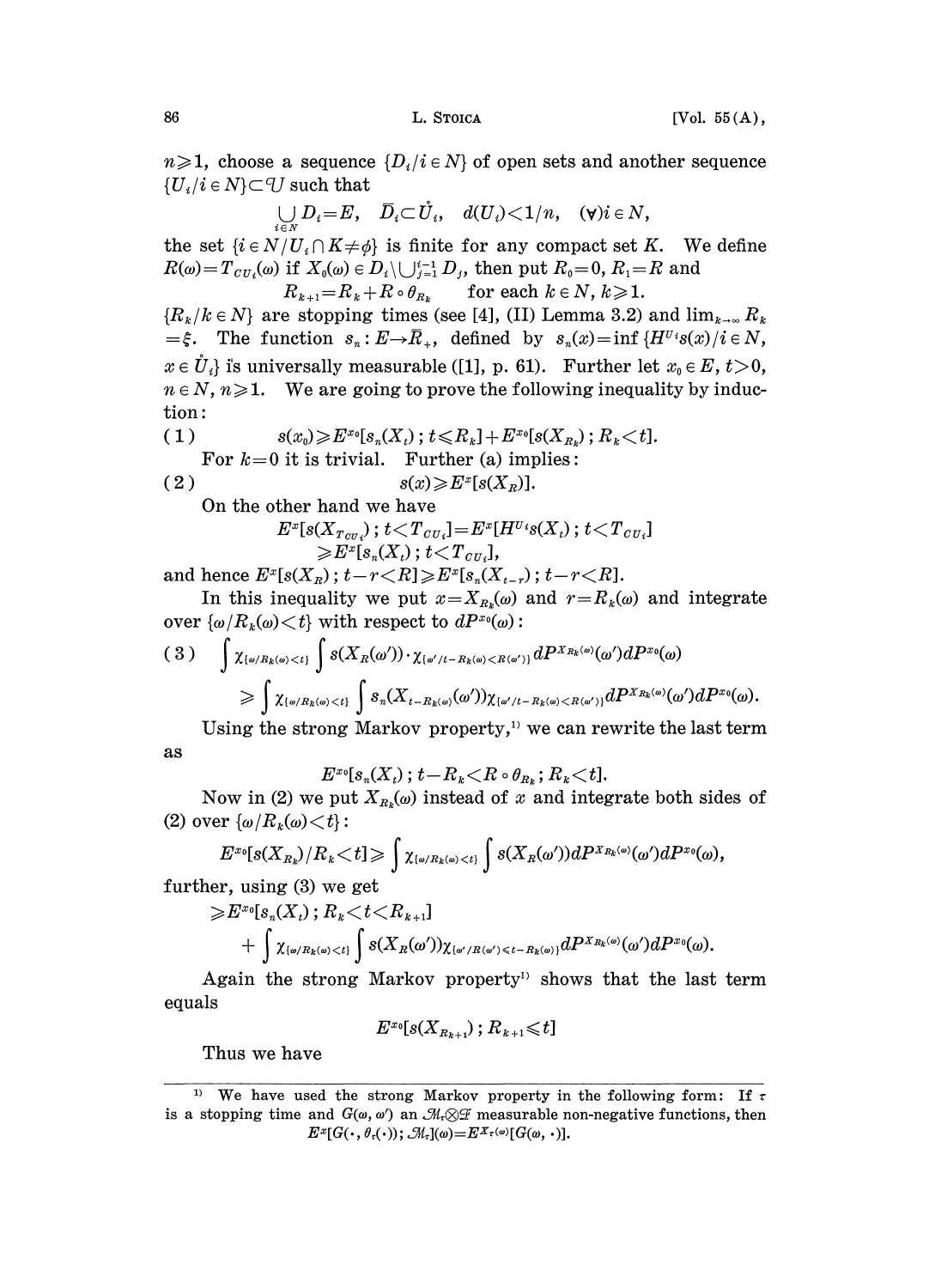$n \geqslant 1$, choose a sequence $\{D_i / i \in N\}$ of open sets and another sequence $\{U_i / i \in N\} \subset \mathcal{U}$ such that

$$\bigcup_{i \in N} D_i = E, \quad \bar{D}_i \subset \mathring{U}_i, \quad d(U_i) < 1/n, \quad (\forall) i \in N,$$

the set $\{i \in N / U_i \cap K \neq \phi\}$ is finite for any compact set $K$. We define $R(\omega) = T_{CU_i}(\omega)$ if $X_0(\omega) \in D_i \setminus \bigcup_{j=1}^{i-1} D_j$, then put $R_0 = 0$, $R_1 = R$ and

$$R_{k+1} = R_k + R \circ \theta_{R_k} \qquad \text{for each } k \in N, k \geqslant 1.$$

$\{R_k / k \in N\}$ are stopping times (see [4], (II) Lemma 3.2) and $\lim_{k \to \infty} R_k = \xi$. The function $s_n : E \to \bar{R}_+$, defined by $s_n(x) = \inf\{H^{U_i} s(x) / i \in N, x \in \mathring{U}_i\}$ is universally measurable ([1], p. 61). Further let $x_0 \in E$, $t > 0$, $n \in N$, $n \geqslant 1$. We are going to prove the following inequality by induction:

$$s(x_0) \geqslant E^{x_0}[s_n(X_t) ; t \leqslant R_k] + E^{x_0}[s(X_{R_k}) ; R_k < t]. \tag{1}$$

For $k = 0$ it is trivial. Further (a) implies:

$$s(x) \geqslant E^x[s(X_R)]. \tag{2}$$

On the other hand we have

$$E^x[s(X_{T_{CU_i}}) ; t < T_{CU_i}] = E^x[H^{U_i} s(X_t) ; t < T_{CU_i}] \geqslant E^x[s_n(X_t) ; t < T_{CU_i}],$$

and hence $E^x[s(X_R) ; t - r < R] \geqslant E^x[s_n(X_{t-r}) ; t - r < R]$.

In this inequality we put $x = X_{R_k}(\omega)$ and $r = R_k(\omega)$ and integrate over $\{\omega / R_k(\omega) < t\}$ with respect to $dP^{x_0}(\omega)$:

$$\begin{aligned} &\int \chi_{\{\omega / R_k(\omega) < t\}} \int s(X_R(\omega')) \cdot \chi_{\{\omega' / t - R_k(\omega) < R(\omega')\}} dP^{X_{R_k}(\omega)}(\omega') dP^{x_0}(\omega) \\ &\geqslant \int \chi_{\{\omega / R_k(\omega) < t\}} \int s_n(X_{t - R_k(\omega)}(\omega')) \chi_{\{\omega' / t - R_k(\omega) < R(\omega')\}} dP^{X_{R_k}(\omega)}(\omega') dP^{x_0}(\omega). \end{aligned} \tag{3}$$

Using the strong Markov property,[1] we can rewrite the last term as

$$E^{x_0}[s_n(X_t) ; t - R_k < R \circ \theta_{R_k} ; R_k < t].$$

Now in (2) we put $X_{R_k}(\omega)$ instead of $x$ and integrate both sides of (2) over $\{\omega / R_k(\omega) < t\}$:

$$E^{x_0}[s(X_{R_k}) / R_k < t] \geqslant \int \chi_{\{\omega / R_k(\omega) < t\}} \int s(X_R(\omega')) dP^{X_{R_k}(\omega)}(\omega') dP^{x_0}(\omega),$$

further, using (3) we get

$$\begin{aligned} &\geqslant E^{x_0}[s_n(X_t) ; R_k < t < R_{k+1}] \\ &\quad + \int \chi_{\{\omega / R_k(\omega) < t\}} \int s(X_R(\omega')) \chi_{\{\omega' / R(\omega') \leqslant t - R_k(\omega)\}} dP^{X_{R_k}(\omega)}(\omega') dP^{x_0}(\omega). \end{aligned}$$

Again the strong Markov property[1] shows that the last term equals

$$E^{x_0}[s(X_{R_{k+1}}) ; R_{k+1} \leqslant t]$$

Thus we have

---

[1] We have used the strong Markov property in the following form: If $\tau$ is a stopping time and $G(\omega, \omega')$ an $\mathcal{M}_\tau \otimes \mathcal{F}$ measurable non-negative functions, then $E^x[G(\cdot, \theta_\tau(\cdot)) ; \mathcal{M}_\tau](\omega) = E^{X_\tau(\omega)}[G(\omega, \cdot)]$.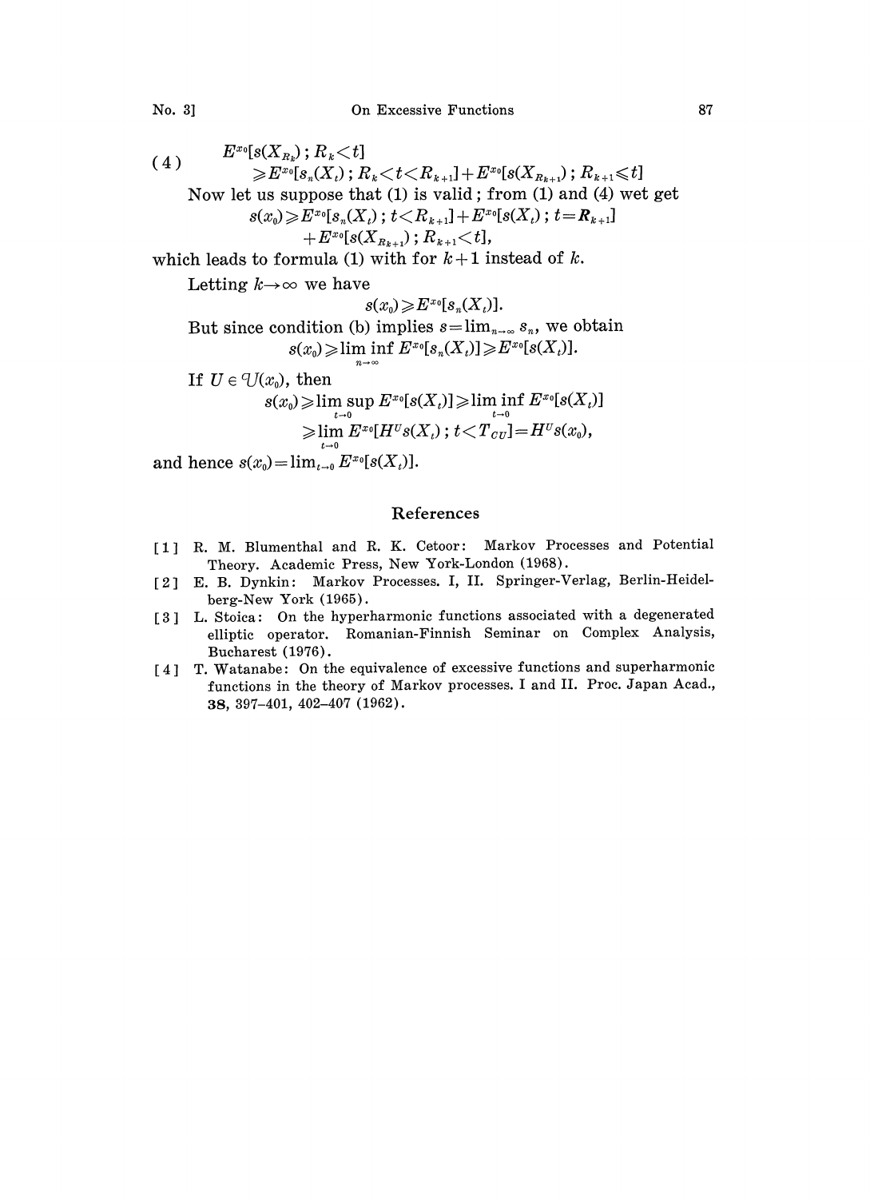$$
(4) \quad \begin{aligned} &E^{x_0}[s(X_{R_k}) ; R_k < t] \\ &\geqslant E^{x_0}[s_n(X_t) ; R_k < t < R_{k+1}] + E^{x_0}[s(X_{R_{k+1}}) ; R_{k+1} \leqslant t] \end{aligned}
$$

Now let us suppose that (1) is valid; from (1) and (4) wet get

$$
\begin{aligned} s(x_0) \geqslant &E^{x_0}[s_n(X_t) ; t < R_{k+1}] + E^{x_0}[s(X_t) ; t = \boldsymbol{R}_{k+1}] \\ &+ E^{x_0}[s(X_{R_{k+1}}) ; R_{k+1} < t], \end{aligned}
$$

which leads to formula (1) with for $k+1$ instead of $k$.

Letting $k \to \infty$ we have

$$
s(x_0) \geqslant E^{x_0}[s_n(X_t)].
$$

But since condition (b) implies $s = \lim_{n\to\infty} s_n$, we obtain

$$
s(x_0) \geqslant \liminf_{n\to\infty} E^{x_0}[s_n(X_t)] \geqslant E^{x_0}[s(X_t)].
$$

If $U \in \mathcal{U}(x_0)$, then

$$
\begin{aligned} s(x_0) &\geqslant \limsup_{t\to 0} E^{x_0}[s(X_t)] \geqslant \liminf_{t\to 0} E^{x_0}[s(X_t)] \\ &\geqslant \lim_{t\to 0} E^{x_0}[H^U s(X_t) ; t < T_{CU}] = H^U s(x_0), \end{aligned}
$$

and hence $s(x_0) = \lim_{t\to 0} E^{x_0}[s(X_t)]$.

## References

[1] R. M. Blumenthal and R. K. Cetoor: Markov Processes and Potential Theory. Academic Press, New York-London (1968).

[2] E. B. Dynkin: Markov Processes. I, II. Springer-Verlag, Berlin-Heidelberg-New York (1965).

[3] L. Stoica: On the hyperharmonic functions associated with a degenerated elliptic operator. Romanian-Finnish Seminar on Complex Analysis, Bucharest (1976).

[4] T. Watanabe: On the equivalence of excessive functions and superharmonic functions in the theory of Markov processes. I and II. Proc. Japan Acad., **38**, 397–401, 402–407 (1962).